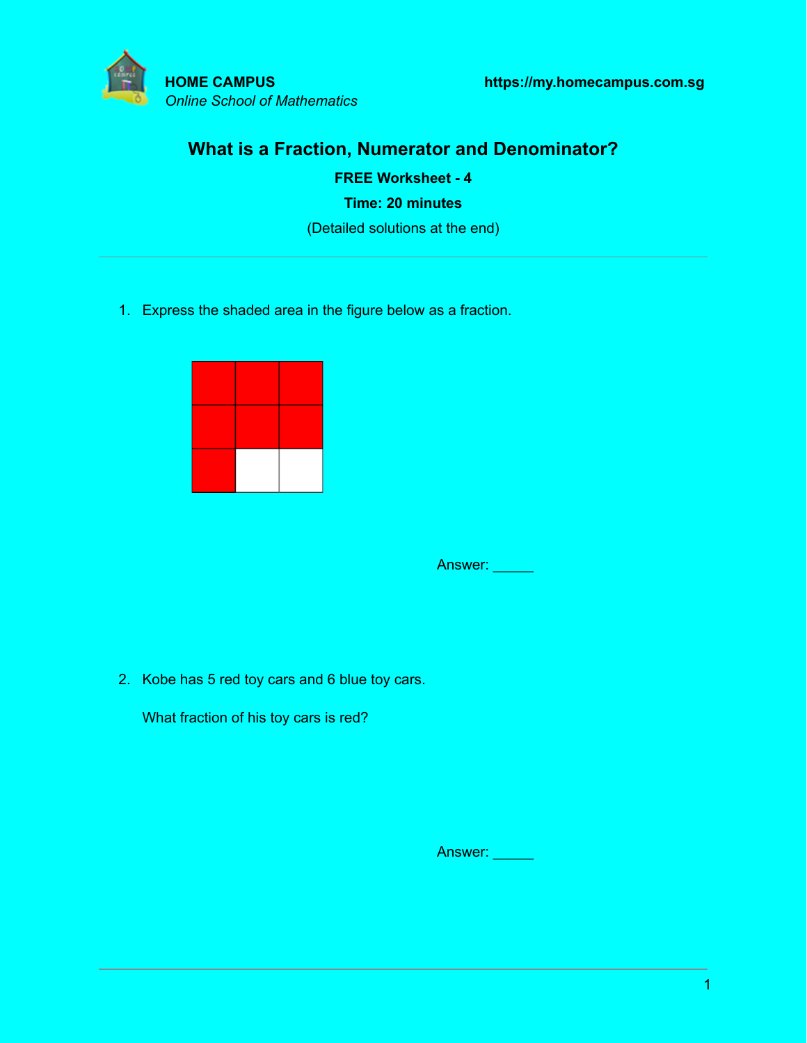**HOME CAMPUS**
*Online School of Mathematics*

**https://my.homecampus.com.sg**

# What is a Fraction, Numerator and Denominator?

**FREE Worksheet - 4**

**Time: 20 minutes**

(Detailed solutions at the end)

---

1. Express the shaded area in the figure below as a fraction.

Answer: ______

2. Kobe has 5 red toy cars and 6 blue toy cars.

   What fraction of his toy cars is red?

Answer: ______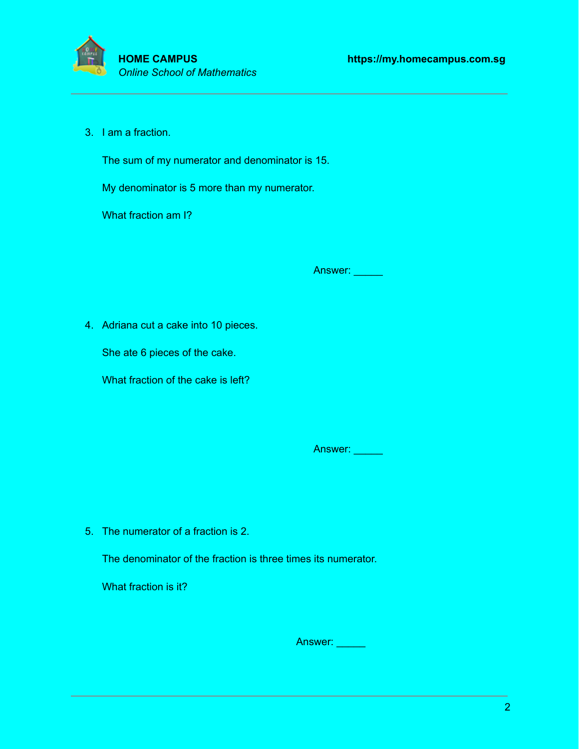3. I am a fraction.

   The sum of my numerator and denominator is 15.

   My denominator is 5 more than my numerator.

   What fraction am I?

   Answer: _____

4. Adriana cut a cake into 10 pieces.

   She ate 6 pieces of the cake.

   What fraction of the cake is left?

   Answer: _____

5. The numerator of a fraction is 2.

   The denominator of the fraction is three times its numerator.

   What fraction is it?

   Answer: _____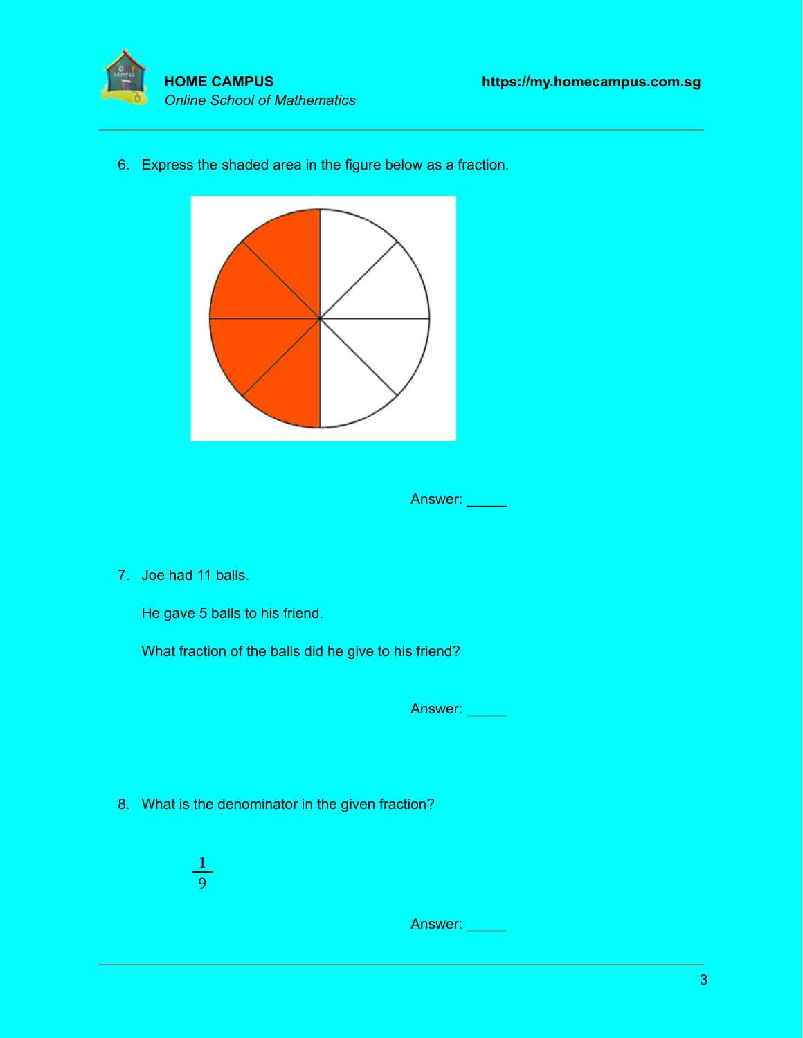6. Express the shaded area in the figure below as a fraction.

Answer: _____

7. Joe had 11 balls.

   He gave 5 balls to his friend.

   What fraction of the balls did he give to his friend?

Answer: _____

8. What is the denominator in the given fraction?

$$\frac{1}{9}$$

Answer: _____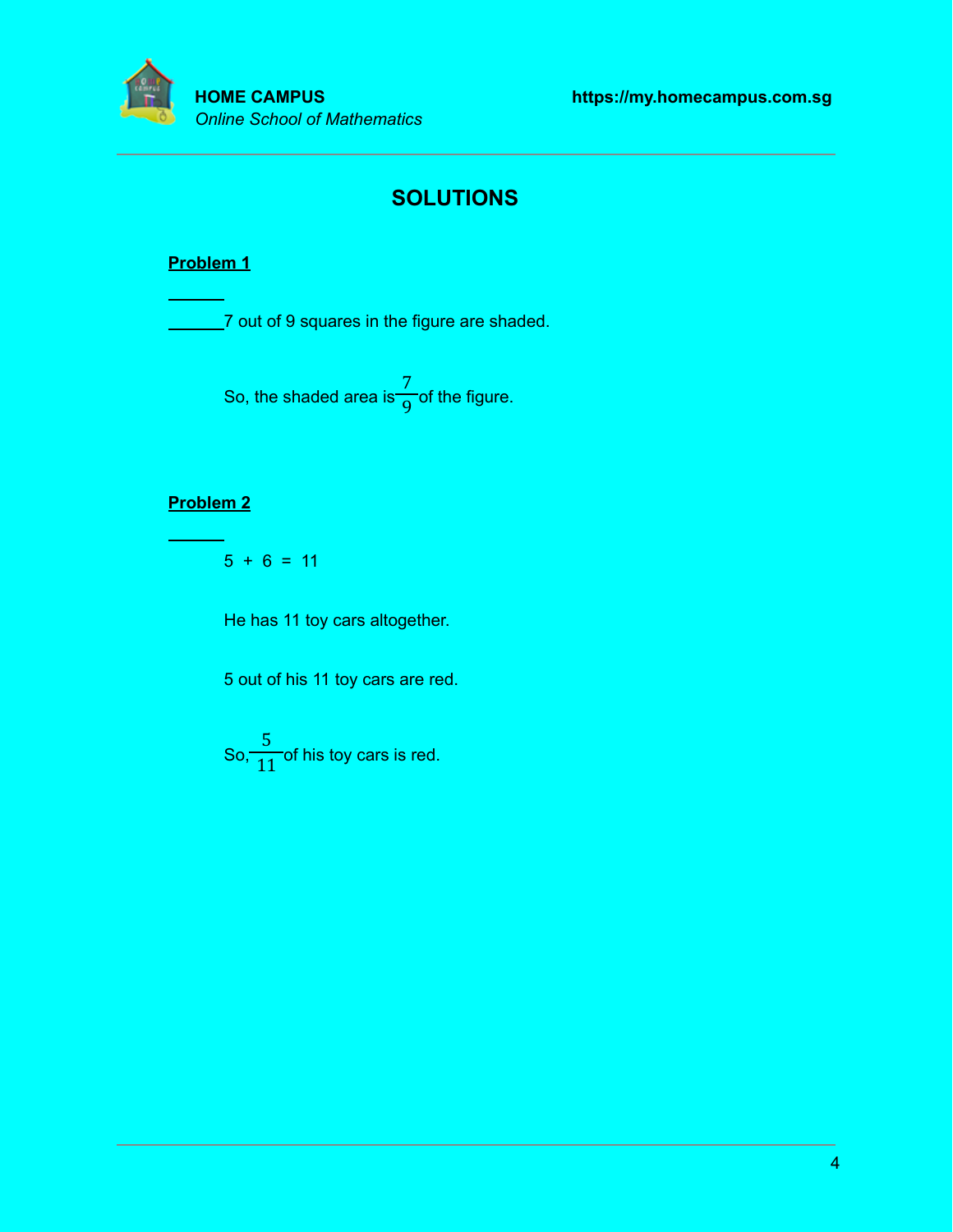## SOLUTIONS

**Problem 1**

7 out of 9 squares in the figure are shaded.

So, the shaded area is $\frac{7}{9}$ of the figure.

**Problem 2**

5 + 6 = 11

He has 11 toy cars altogether.

5 out of his 11 toy cars are red.

So, $\frac{5}{11}$ of his toy cars is red.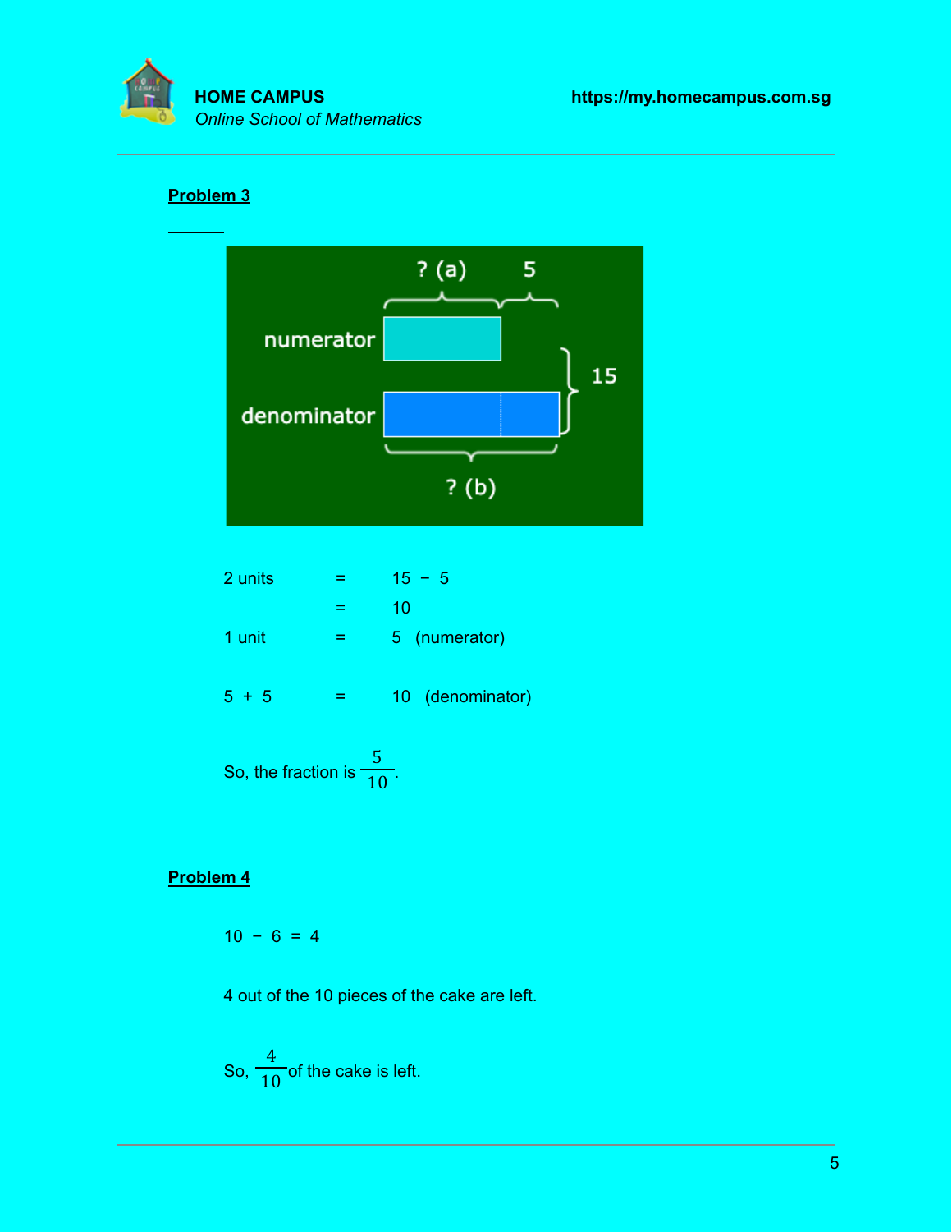## Problem 3

2 units = 15 − 5

= 10

1 unit = 5 (numerator)

5 + 5 = 10 (denominator)

So, the fraction is $\frac{5}{10}$.

## Problem 4

10 − 6 = 4

4 out of the 10 pieces of the cake are left.

So, $\frac{4}{10}$ of the cake is left.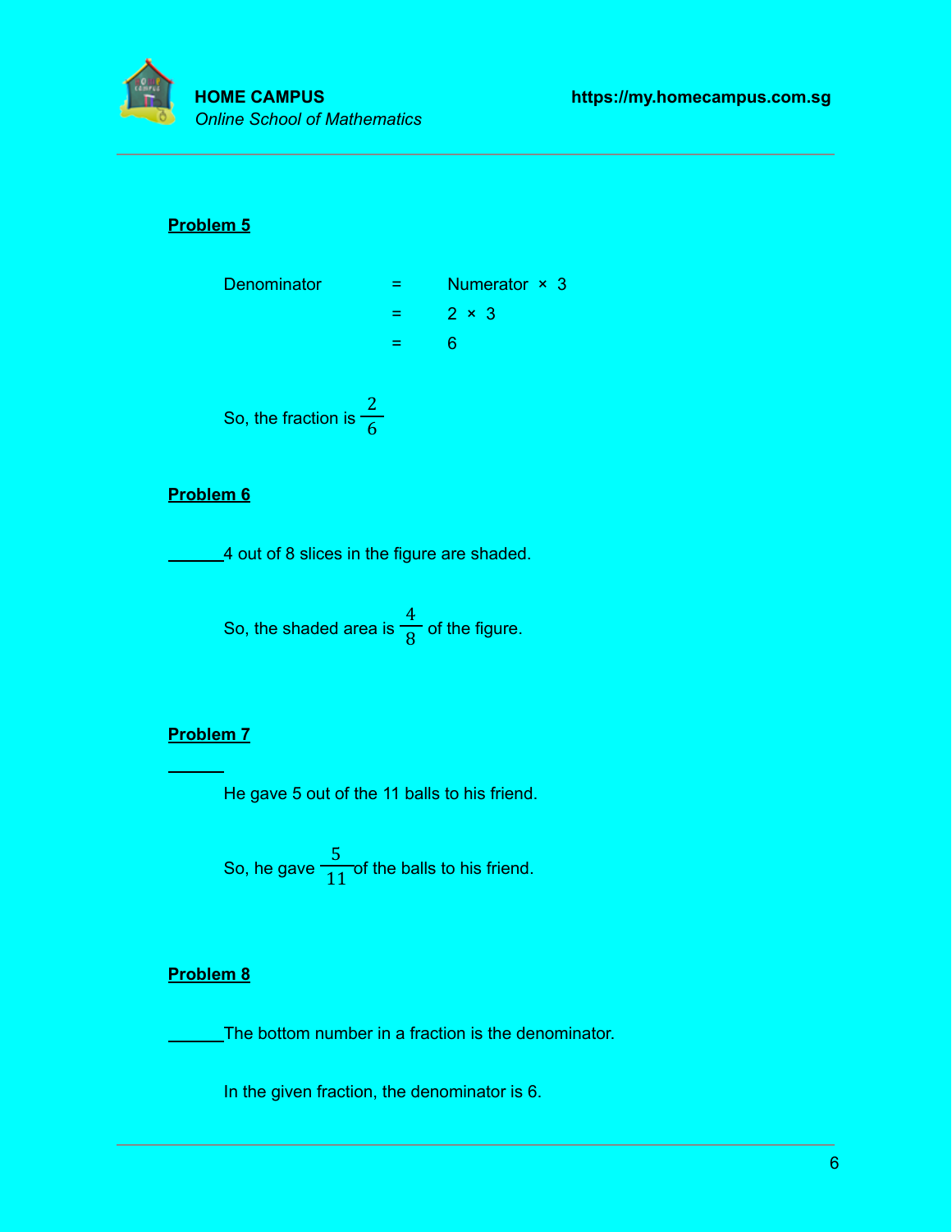**Problem 5**

Denominator = Numerator × 3
= 2 × 3
= 6

So, the fraction is $\frac{2}{6}$

**Problem 6**

4 out of 8 slices in the figure are shaded.

So, the shaded area is $\frac{4}{8}$ of the figure.

**Problem 7**

He gave 5 out of the 11 balls to his friend.

So, he gave $\frac{5}{11}$ of the balls to his friend.

**Problem 8**

The bottom number in a fraction is the denominator.

In the given fraction, the denominator is 6.